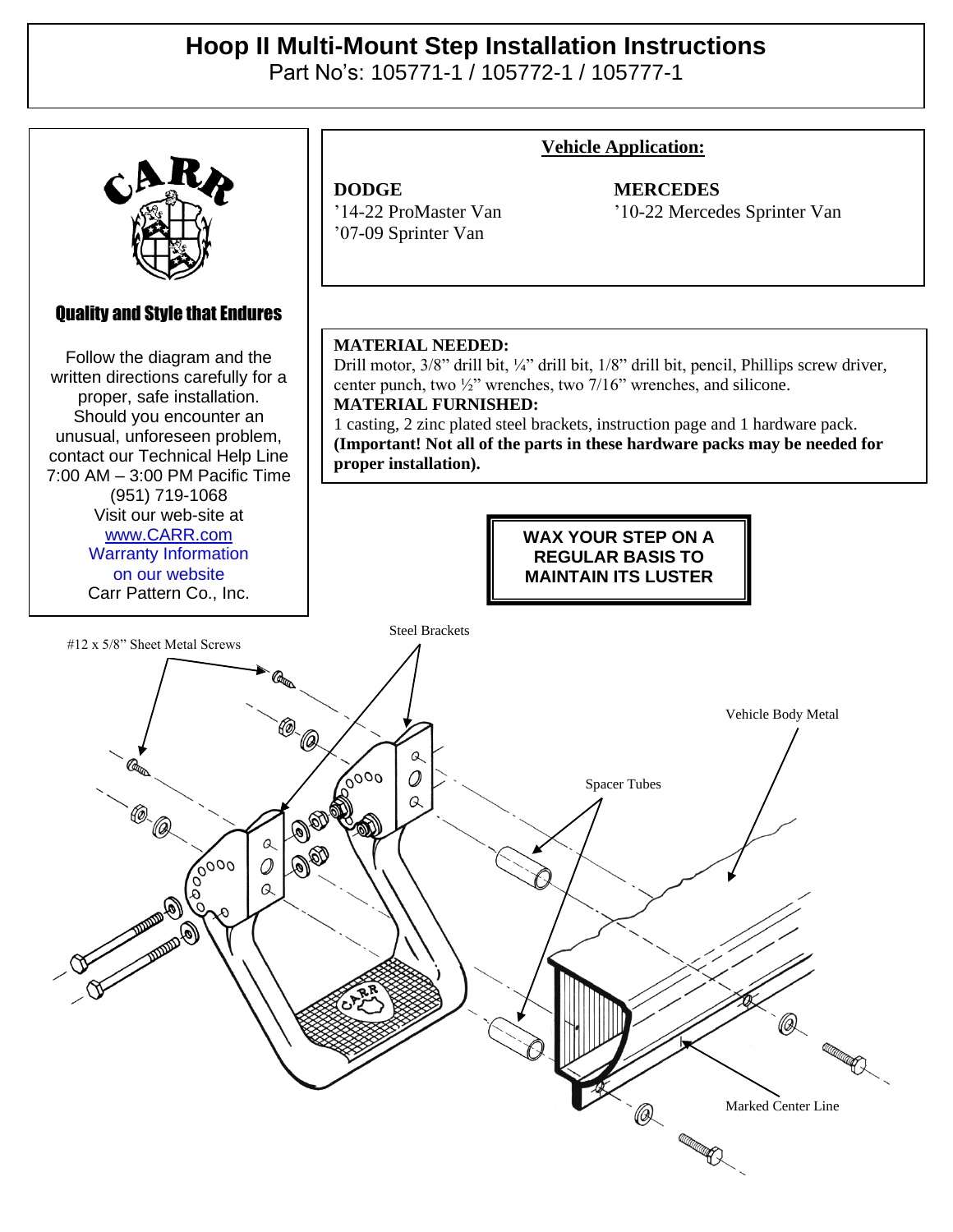# Hoop II Multi-Mount Step Installation Instructions

Part No's: 105771-1 / 105772-1 / 105777-1

CARR

**Quality and Style that Endures**

Follow the diagram and the written directions carefully for a proper, safe installation. Should you encounter an unusual, unforeseen problem, contact our Technical Help Line 7:00 AM – 3:00 PM Pacific Time (951) 719-1068
Visit our web-site at
www.CARR.com
Warranty Information on our website
Carr Pattern Co., Inc.

## Vehicle Application:

**DODGE**
'14-22 ProMaster Van
'07-09 Sprinter Van

**MERCEDES**
'10-22 Mercedes Sprinter Van

**MATERIAL NEEDED:**
Drill motor, 3/8" drill bit, ¼" drill bit, 1/8" drill bit, pencil, Phillips screw driver, center punch, two ½" wrenches, two 7/16" wrenches, and silicone.

**MATERIAL FURNISHED:**
1 casting, 2 zinc plated steel brackets, instruction page and 1 hardware pack.
**(Important! Not all of the parts in these hardware packs may be needed for proper installation).**

**WAX YOUR STEP ON A REGULAR BASIS TO MAINTAIN ITS LUSTER**

#12 x 5/8" Sheet Metal Screws

Steel Brackets

Vehicle Body Metal

Spacer Tubes

Marked Center Line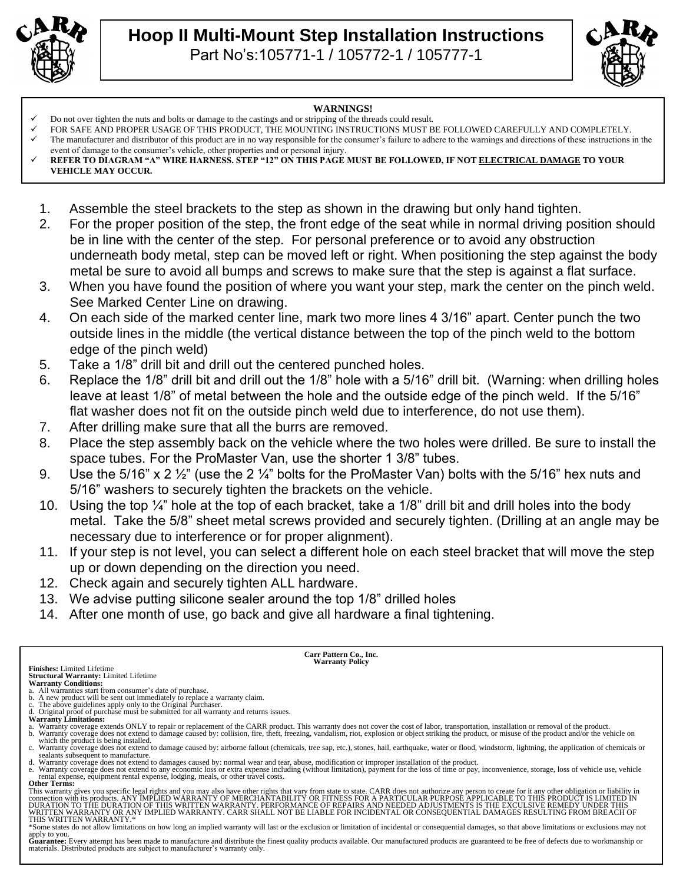# Hoop II Multi-Mount Step Installation Instructions

Part No's:105771-1 / 105772-1 / 105777-1

**WARNINGS!**

- ✓ Do not over tighten the nuts and bolts or damage to the castings and or stripping of the threads could result.
- ✓ FOR SAFE AND PROPER USAGE OF THIS PRODUCT, THE MOUNTING INSTRUCTIONS MUST BE FOLLOWED CAREFULLY AND COMPLETELY.
- ✓ The manufacturer and distributor of this product are in no way responsible for the consumer's failure to adhere to the warnings and directions of these instructions in the event of damage to the consumer's vehicle, other properties and or personal injury.
- ✓ **REFER TO DIAGRAM "A" WIRE HARNESS. STEP "12" ON THIS PAGE MUST BE FOLLOWED, IF NOT ELECTRICAL DAMAGE TO YOUR VEHICLE MAY OCCUR.**

1. Assemble the steel brackets to the step as shown in the drawing but only hand tighten.
2. For the proper position of the step, the front edge of the seat while in normal driving position should be in line with the center of the step. For personal preference or to avoid any obstruction underneath body metal, step can be moved left or right. When positioning the step against the body metal be sure to avoid all bumps and screws to make sure that the step is against a flat surface.
3. When you have found the position of where you want your step, mark the center on the pinch weld. See Marked Center Line on drawing.
4. On each side of the marked center line, mark two more lines 4 3/16" apart. Center punch the two outside lines in the middle (the vertical distance between the top of the pinch weld to the bottom edge of the pinch weld)
5. Take a 1/8" drill bit and drill out the centered punched holes.
6. Replace the 1/8" drill bit and drill out the 1/8" hole with a 5/16" drill bit. (Warning: when drilling holes leave at least 1/8" of metal between the hole and the outside edge of the pinch weld. If the 5/16" flat washer does not fit on the outside pinch weld due to interference, do not use them).
7. After drilling make sure that all the burrs are removed.
8. Place the step assembly back on the vehicle where the two holes were drilled. Be sure to install the space tubes. For the ProMaster Van, use the shorter 1 3/8" tubes.
9. Use the 5/16" x 2 ½" (use the 2 ¼" bolts for the ProMaster Van) bolts with the 5/16" hex nuts and 5/16" washers to securely tighten the brackets on the vehicle.
10. Using the top ¼" hole at the top of each bracket, take a 1/8" drill bit and drill holes into the body metal. Take the 5/8" sheet metal screws provided and securely tighten. (Drilling at an angle may be necessary due to interference or for proper alignment).
11. If your step is not level, you can select a different hole on each steel bracket that will move the step up or down depending on the direction you need.
12. Check again and securely tighten ALL hardware.
13. We advise putting silicone sealer around the top 1/8" drilled holes
14. After one month of use, go back and give all hardware a final tightening.

**Carr Pattern Co., Inc.**
**Warranty Policy**

**Finishes:** Limited Lifetime
**Structural Warranty:** Limited Lifetime
**Warranty Conditions:**

a. All warranties start from consumer's date of purchase.
b. A new product will be sent out immediately to replace a warranty claim.
c. The above guidelines apply only to the Original Purchaser.
d. Original proof of purchase must be submitted for all warranty and returns issues.

**Warranty Limitations:**

a. Warranty coverage extends ONLY to repair or replacement of the CARR product. This warranty does not cover the cost of labor, transportation, installation or removal of the product.
b. Warranty coverage does not extend to damage caused by: collision, fire, theft, freezing, vandalism, riot, explosion or object striking the product, or misuse of the product and/or the vehicle on which the product is being installed.
c. Warranty coverage does not extend to damage caused by: airborne fallout (chemicals, tree sap, etc.), stones, hail, earthquake, water or flood, windstorm, lightning, the application of chemicals or sealants subsequent to manufacture.
d. Warranty coverage does not extend to damages caused by: normal wear and tear, abuse, modification or improper installation of the product.
e. Warranty coverage does not extend to any economic loss or extra expense including (without limitation), payment for the loss of time or pay, inconvenience, storage, loss of vehicle use, vehicle rental expense, equipment rental expense, lodging, meals, or other travel costs.

**Other Terms:**

This warranty gives you specific legal rights and you may also have other rights that vary from state to state. CARR does not authorize any person to create for it any other obligation or liability in connection with its products. ANY IMPLIED WARRANTY OF MERCHANTABILITY OR FITNESS FOR A PARTICULAR PURPOSE APPLICABLE TO THIS PRODUCT IS LIMITED IN DURATION TO THE DURATION OF THIS WRITTEN WARRANTY. PERFORMANCE OF REPAIRS AND NEEDED ADJUSTMENTS IS THE EXCULSIVE REMEDY UNDER THIS WRITTEN WARRANTY OR ANY IMPLIED WARRANTY. CARR SHALL NOT BE LIABLE FOR INCIDENTAL OR CONSEQUENTIAL DAMAGES RESULTING FROM BREACH OF THIS WRITTEN WARRANTY.*

*Some states do not allow limitations on how long an implied warranty will last or the exclusion or limitation of incidental or consequential damages, so that above limitations or exclusions may not apply to you.

**Guarantee:** Every attempt has been made to manufacture and distribute the finest quality products available. Our manufactured products are guaranteed to be free of defects due to workmanship or materials. Distributed products are subject to manufacturer's warranty only.